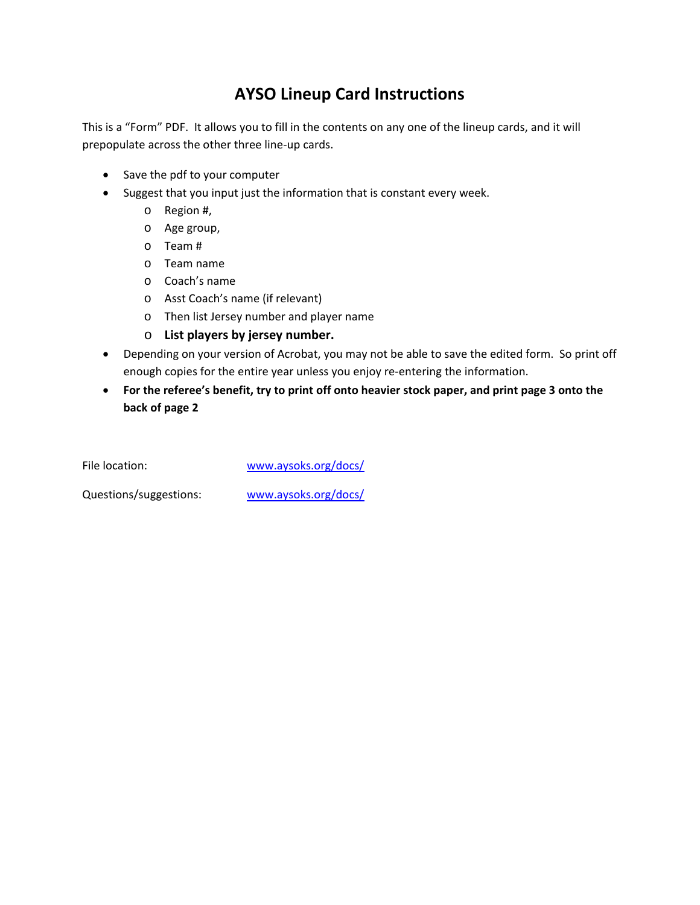# AYSO Lineup Card Instructions

This is a "Form" PDF. It allows you to fill in the contents on any one of the lineup cards, and it will prepopulate across the other three line-up cards.

- Save the pdf to your computer
- Suggest that you input just the information that is constant every week.
  - Region #,
  - Age group,
  - Team #
  - Team name
  - Coach's name
  - Asst Coach's name (if relevant)
  - Then list Jersey number and player name
  - **List players by jersey number.**
- Depending on your version of Acrobat, you may not be able to save the edited form. So print off enough copies for the entire year unless you enjoy re-entering the information.
- **For the referee's benefit, try to print off onto heavier stock paper, and print page 3 onto the back of page 2**

File location: [www.aysoks.org/docs/](http://www.aysoks.org/docs/)

Questions/suggestions: [www.aysoks.org/docs/](http://www.aysoks.org/docs/)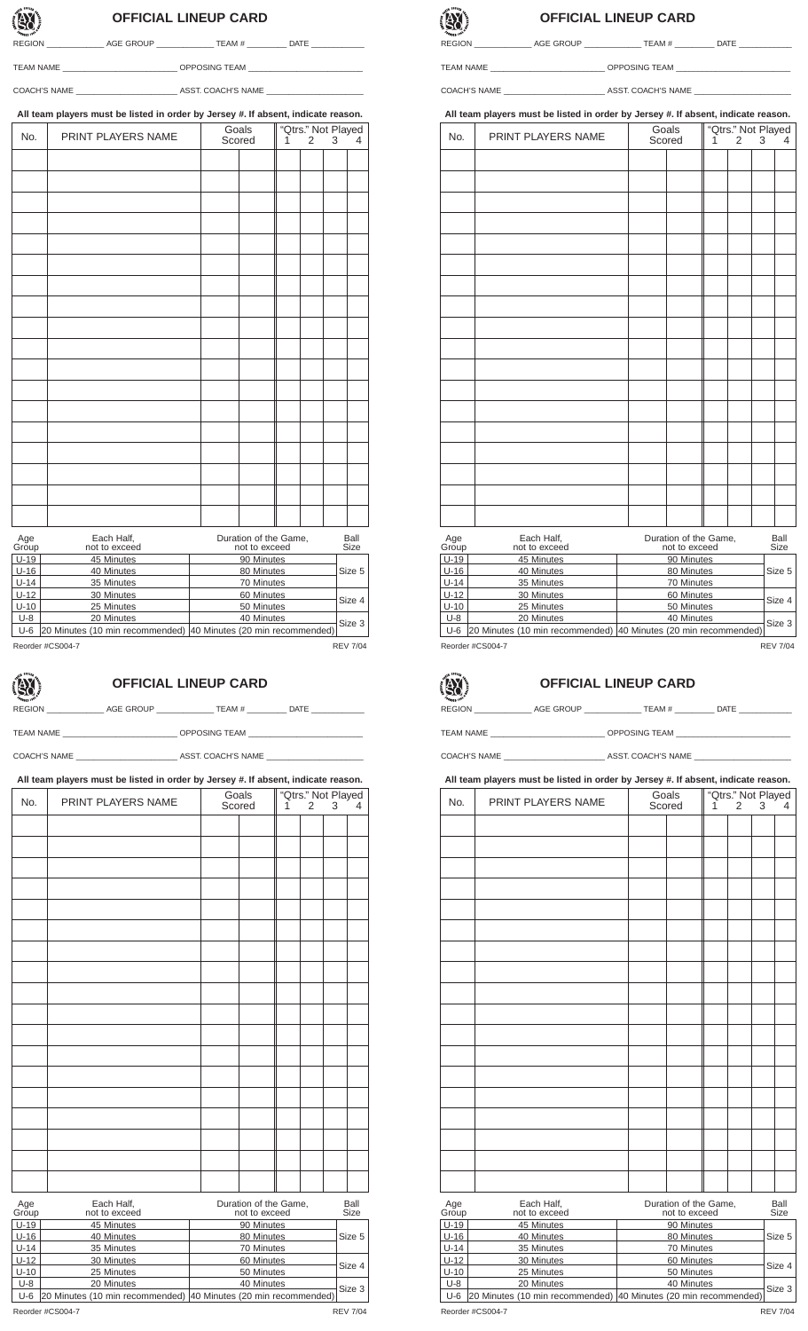## OFFICIAL LINEUP CARD

REGION ____________ AGE GROUP ____________ TEAM # ________ DATE ___________

TEAM NAME ________________________ OPPOSING TEAM ________________________

COACH'S NAME ______________________ ASST. COACH'S NAME ____________________

**All team players must be listed in order by Jersey #. If absent, indicate reason.**

| No. | PRINT PLAYERS NAME | Goals Scored | | "Qtrs." Not Played 1 | 2 | 3 | 4 |
|---|---|---|---|---|---|---|---|
| | | | | | | | |
| | | | | | | | |
| | | | | | | | |
| | | | | | | | |
| | | | | | | | |
| | | | | | | | |
| | | | | | | | |
| | | | | | | | |
| | | | | | | | |
| | | | | | | | |
| | | | | | | | |
| | | | | | | | |
| | | | | | | | |
| | | | | | | | |
| | | | | | | | |
| | | | | | | | |
| | | | | | | | |
| | | | | | | | |

| Age Group | Each Half, not to exceed | Duration of the Game, not to exceed | Ball Size |
|---|---|---|---|
| U-19 | 45 Minutes | 90 Minutes | Size 5 |
| U-16 | 40 Minutes | 80 Minutes | |
| U-14 | 35 Minutes | 70 Minutes | |
| U-12 | 30 Minutes | 60 Minutes | Size 4 |
| U-10 | 25 Minutes | 50 Minutes | |
| U-8 | 20 Minutes | 40 Minutes | Size 3 |
| U-6 | 20 Minutes (10 min recommended) | 40 Minutes (20 min recommended) | |

Reorder #CS004-7 REV 7/04

## OFFICIAL LINEUP CARD

REGION ____________ AGE GROUP ____________ TEAM # ________ DATE ___________

TEAM NAME ________________________ OPPOSING TEAM ________________________

COACH'S NAME ______________________ ASST. COACH'S NAME ____________________

**All team players must be listed in order by Jersey #. If absent, indicate reason.**

| No. | PRINT PLAYERS NAME | Goals Scored | | "Qtrs." Not Played 1 | 2 | 3 | 4 |
|---|---|---|---|---|---|---|---|
| | | | | | | | |
| | | | | | | | |
| | | | | | | | |
| | | | | | | | |
| | | | | | | | |
| | | | | | | | |
| | | | | | | | |
| | | | | | | | |
| | | | | | | | |
| | | | | | | | |
| | | | | | | | |
| | | | | | | | |
| | | | | | | | |
| | | | | | | | |
| | | | | | | | |
| | | | | | | | |
| | | | | | | | |
| | | | | | | | |

| Age Group | Each Half, not to exceed | Duration of the Game, not to exceed | Ball Size |
|---|---|---|---|
| U-19 | 45 Minutes | 90 Minutes | Size 5 |
| U-16 | 40 Minutes | 80 Minutes | |
| U-14 | 35 Minutes | 70 Minutes | |
| U-12 | 30 Minutes | 60 Minutes | Size 4 |
| U-10 | 25 Minutes | 50 Minutes | |
| U-8 | 20 Minutes | 40 Minutes | Size 3 |
| U-6 | 20 Minutes (10 min recommended) | 40 Minutes (20 min recommended) | |

Reorder #CS004-7 REV 7/04

## OFFICIAL LINEUP CARD

REGION ____________ AGE GROUP ____________ TEAM # ________ DATE ___________

TEAM NAME ________________________ OPPOSING TEAM ________________________

COACH'S NAME ______________________ ASST. COACH'S NAME ____________________

**All team players must be listed in order by Jersey #. If absent, indicate reason.**

| No. | PRINT PLAYERS NAME | Goals Scored | | "Qtrs." Not Played 1 | 2 | 3 | 4 |
|---|---|---|---|---|---|---|---|
| | | | | | | | |
| | | | | | | | |
| | | | | | | | |
| | | | | | | | |
| | | | | | | | |
| | | | | | | | |
| | | | | | | | |
| | | | | | | | |
| | | | | | | | |
| | | | | | | | |
| | | | | | | | |
| | | | | | | | |
| | | | | | | | |
| | | | | | | | |
| | | | | | | | |
| | | | | | | | |
| | | | | | | | |
| | | | | | | | |

| Age Group | Each Half, not to exceed | Duration of the Game, not to exceed | Ball Size |
|---|---|---|---|
| U-19 | 45 Minutes | 90 Minutes | Size 5 |
| U-16 | 40 Minutes | 80 Minutes | |
| U-14 | 35 Minutes | 70 Minutes | |
| U-12 | 30 Minutes | 60 Minutes | Size 4 |
| U-10 | 25 Minutes | 50 Minutes | |
| U-8 | 20 Minutes | 40 Minutes | Size 3 |
| U-6 | 20 Minutes (10 min recommended) | 40 Minutes (20 min recommended) | |

Reorder #CS004-7 REV 7/04

## OFFICIAL LINEUP CARD

REGION ____________ AGE GROUP ____________ TEAM # ________ DATE ___________

TEAM NAME ________________________ OPPOSING TEAM ________________________

COACH'S NAME ______________________ ASST. COACH'S NAME ____________________

**All team players must be listed in order by Jersey #. If absent, indicate reason.**

| No. | PRINT PLAYERS NAME | Goals Scored | | "Qtrs." Not Played 1 | 2 | 3 | 4 |
|---|---|---|---|---|---|---|---|
| | | | | | | | |
| | | | | | | | |
| | | | | | | | |
| | | | | | | | |
| | | | | | | | |
| | | | | | | | |
| | | | | | | | |
| | | | | | | | |
| | | | | | | | |
| | | | | | | | |
| | | | | | | | |
| | | | | | | | |
| | | | | | | | |
| | | | | | | | |
| | | | | | | | |
| | | | | | | | |
| | | | | | | | |
| | | | | | | | |

| Age Group | Each Half, not to exceed | Duration of the Game, not to exceed | Ball Size |
|---|---|---|---|
| U-19 | 45 Minutes | 90 Minutes | Size 5 |
| U-16 | 40 Minutes | 80 Minutes | |
| U-14 | 35 Minutes | 70 Minutes | |
| U-12 | 30 Minutes | 60 Minutes | Size 4 |
| U-10 | 25 Minutes | 50 Minutes | |
| U-8 | 20 Minutes | 40 Minutes | Size 3 |
| U-6 | 20 Minutes (10 min recommended) | 40 Minutes (20 min recommended) | |

Reorder #CS004-7 REV 7/04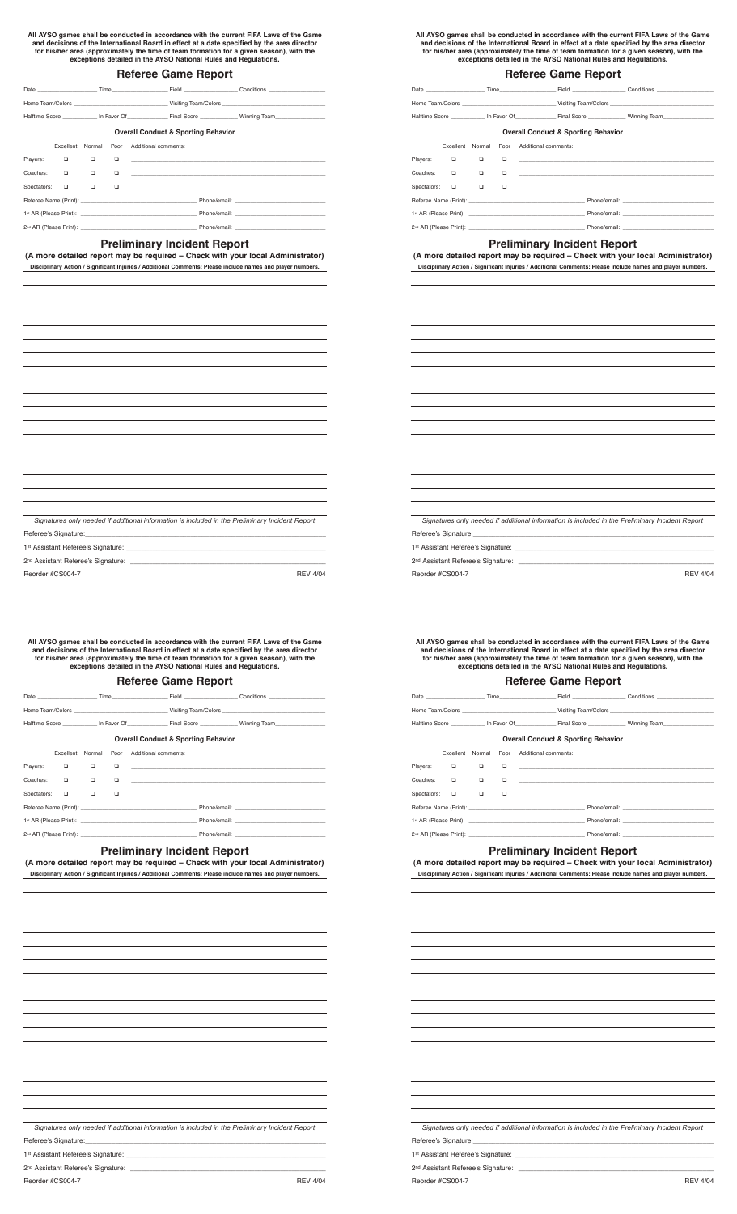**All AYSO games shall be conducted in accordance with the current FIFA Laws of the Game and decisions of the International Board in effect at a date specified by the area director for his/her area (approximately the time of team formation for a given season), with the exceptions detailed in the AYSO National Rules and Regulations.**

## Referee Game Report

Date ____________ Time ____________ Field ____________ Conditions ____________

Home Team/Colors ________________________ Visiting Team/Colors ________________________

Halftime Score __________ In Favor Of __________ Final Score __________ Winning Team __________

### Overall Conduct & Sporting Behavior

| | Excellent | Normal | Poor | Additional comments: |
|---|---|---|---|---|
| Players: | ☐ | ☐ | ☐ | ____________________ |
| Coaches: | ☐ | ☐ | ☐ | ____________________ |
| Spectators: | ☐ | ☐ | ☐ | ____________________ |

Referee Name (Print): ________________________ Phone/email: ________________________

1st AR (Please Print): ________________________ Phone/email: ________________________

2nd AR (Please Print): ________________________ Phone/email: ________________________

## Preliminary Incident Report

**(A more detailed report may be required – Check with your local Administrator)**

**Disciplinary Action / Significant Injuries / Additional Comments: Please include names and player numbers.**

*Signatures only needed if additional information is included in the Preliminary Incident Report*

Referee's Signature: ________________________

1st Assistant Referee's Signature: ________________________

2nd Assistant Referee's Signature: ________________________

Reorder #CS004-7 REV 4/04

---

**All AYSO games shall be conducted in accordance with the current FIFA Laws of the Game and decisions of the International Board in effect at a date specified by the area director for his/her area (approximately the time of team formation for a given season), with the exceptions detailed in the AYSO National Rules and Regulations.**

## Referee Game Report

Date ____________ Time ____________ Field ____________ Conditions ____________

Home Team/Colors ________________________ Visiting Team/Colors ________________________

Halftime Score __________ In Favor Of __________ Final Score __________ Winning Team __________

### Overall Conduct & Sporting Behavior

| | Excellent | Normal | Poor | Additional comments: |
|---|---|---|---|---|
| Players: | ☐ | ☐ | ☐ | ____________________ |
| Coaches: | ☐ | ☐ | ☐ | ____________________ |
| Spectators: | ☐ | ☐ | ☐ | ____________________ |

Referee Name (Print): ________________________ Phone/email: ________________________

1st AR (Please Print): ________________________ Phone/email: ________________________

2nd AR (Please Print): ________________________ Phone/email: ________________________

## Preliminary Incident Report

**(A more detailed report may be required – Check with your local Administrator)**

**Disciplinary Action / Significant Injuries / Additional Comments: Please include names and player numbers.**

*Signatures only needed if additional information is included in the Preliminary Incident Report*

Referee's Signature: ________________________

1st Assistant Referee's Signature: ________________________

2nd Assistant Referee's Signature: ________________________

Reorder #CS004-7 REV 4/04

---

**All AYSO games shall be conducted in accordance with the current FIFA Laws of the Game and decisions of the International Board in effect at a date specified by the area director for his/her area (approximately the time of team formation for a given season), with the exceptions detailed in the AYSO National Rules and Regulations.**

## Referee Game Report

Date ____________ Time ____________ Field ____________ Conditions ____________

Home Team/Colors ________________________ Visiting Team/Colors ________________________

Halftime Score __________ In Favor Of __________ Final Score __________ Winning Team __________

### Overall Conduct & Sporting Behavior

| | Excellent | Normal | Poor | Additional comments: |
|---|---|---|---|---|
| Players: | ☐ | ☐ | ☐ | ____________________ |
| Coaches: | ☐ | ☐ | ☐ | ____________________ |
| Spectators: | ☐ | ☐ | ☐ | ____________________ |

Referee Name (Print): ________________________ Phone/email: ________________________

1st AR (Please Print): ________________________ Phone/email: ________________________

2nd AR (Please Print): ________________________ Phone/email: ________________________

## Preliminary Incident Report

**(A more detailed report may be required – Check with your local Administrator)**

**Disciplinary Action / Significant Injuries / Additional Comments: Please include names and player numbers.**

*Signatures only needed if additional information is included in the Preliminary Incident Report*

Referee's Signature: ________________________

1st Assistant Referee's Signature: ________________________

2nd Assistant Referee's Signature: ________________________

Reorder #CS004-7 REV 4/04

---

**All AYSO games shall be conducted in accordance with the current FIFA Laws of the Game and decisions of the International Board in effect at a date specified by the area director for his/her area (approximately the time of team formation for a given season), with the exceptions detailed in the AYSO National Rules and Regulations.**

## Referee Game Report

Date ____________ Time ____________ Field ____________ Conditions ____________

Home Team/Colors ________________________ Visiting Team/Colors ________________________

Halftime Score __________ In Favor Of __________ Final Score __________ Winning Team __________

### Overall Conduct & Sporting Behavior

| | Excellent | Normal | Poor | Additional comments: |
|---|---|---|---|---|
| Players: | ☐ | ☐ | ☐ | ____________________ |
| Coaches: | ☐ | ☐ | ☐ | ____________________ |
| Spectators: | ☐ | ☐ | ☐ | ____________________ |

Referee Name (Print): ________________________ Phone/email: ________________________

1st AR (Please Print): ________________________ Phone/email: ________________________

2nd AR (Please Print): ________________________ Phone/email: ________________________

## Preliminary Incident Report

**(A more detailed report may be required – Check with your local Administrator)**

**Disciplinary Action / Significant Injuries / Additional Comments: Please include names and player numbers.**

*Signatures only needed if additional information is included in the Preliminary Incident Report*

Referee's Signature: ________________________

1st Assistant Referee's Signature: ________________________

2nd Assistant Referee's Signature: ________________________

Reorder #CS004-7 REV 4/04